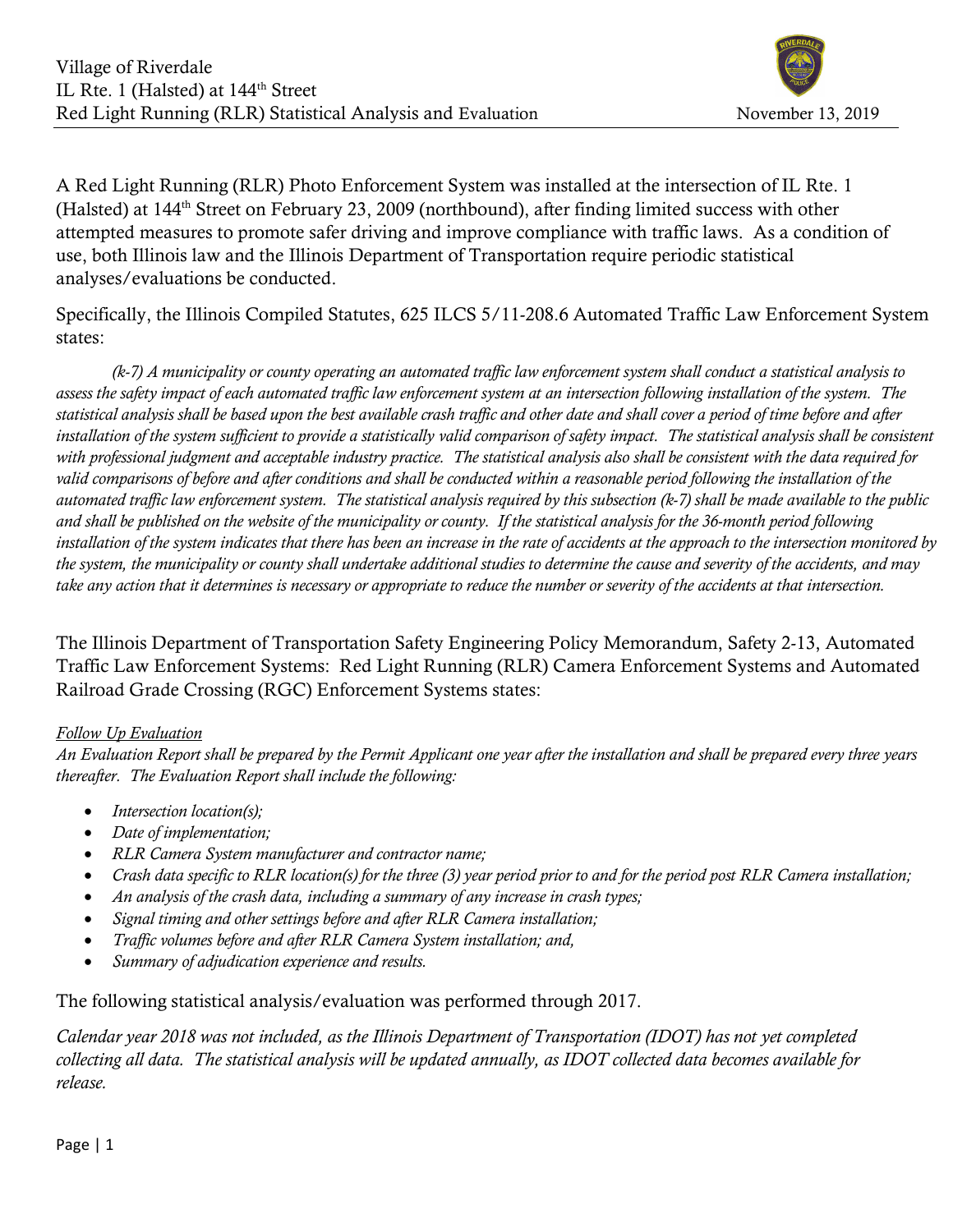Village of Riverdale
IL Rte. 1 (Halsted) at 144th Street
Red Light Running (RLR) Statistical Analysis and Evaluation — November 13, 2019

A Red Light Running (RLR) Photo Enforcement System was installed at the intersection of IL Rte. 1 (Halsted) at 144th Street on February 23, 2009 (northbound), after finding limited success with other attempted measures to promote safer driving and improve compliance with traffic laws. As a condition of use, both Illinois law and the Illinois Department of Transportation require periodic statistical analyses/evaluations be conducted.

Specifically, the Illinois Compiled Statutes, 625 ILCS 5/11-208.6 Automated Traffic Law Enforcement System states:

*(k-7) A municipality or county operating an automated traffic law enforcement system shall conduct a statistical analysis to assess the safety impact of each automated traffic law enforcement system at an intersection following installation of the system. The statistical analysis shall be based upon the best available crash traffic and other date and shall cover a period of time before and after installation of the system sufficient to provide a statistically valid comparison of safety impact. The statistical analysis shall be consistent with professional judgment and acceptable industry practice. The statistical analysis also shall be consistent with the data required for valid comparisons of before and after conditions and shall be conducted within a reasonable period following the installation of the automated traffic law enforcement system. The statistical analysis required by this subsection (k-7) shall be made available to the public and shall be published on the website of the municipality or county. If the statistical analysis for the 36-month period following installation of the system indicates that there has been an increase in the rate of accidents at the approach to the intersection monitored by the system, the municipality or county shall undertake additional studies to determine the cause and severity of the accidents, and may take any action that it determines is necessary or appropriate to reduce the number or severity of the accidents at that intersection.*

The Illinois Department of Transportation Safety Engineering Policy Memorandum, Safety 2-13, Automated Traffic Law Enforcement Systems: Red Light Running (RLR) Camera Enforcement Systems and Automated Railroad Grade Crossing (RGC) Enforcement Systems states:

*Follow Up Evaluation*

*An Evaluation Report shall be prepared by the Permit Applicant one year after the installation and shall be prepared every three years thereafter. The Evaluation Report shall include the following:*

- *Intersection location(s);*
- *Date of implementation;*
- *RLR Camera System manufacturer and contractor name;*
- *Crash data specific to RLR location(s) for the three (3) year period prior to and for the period post RLR Camera installation;*
- *An analysis of the crash data, including a summary of any increase in crash types;*
- *Signal timing and other settings before and after RLR Camera installation;*
- *Traffic volumes before and after RLR Camera System installation; and,*
- *Summary of adjudication experience and results.*

The following statistical analysis/evaluation was performed through 2017.

*Calendar year 2018 was not included, as the Illinois Department of Transportation (IDOT) has not yet completed collecting all data. The statistical analysis will be updated annually, as IDOT collected data becomes available for release.*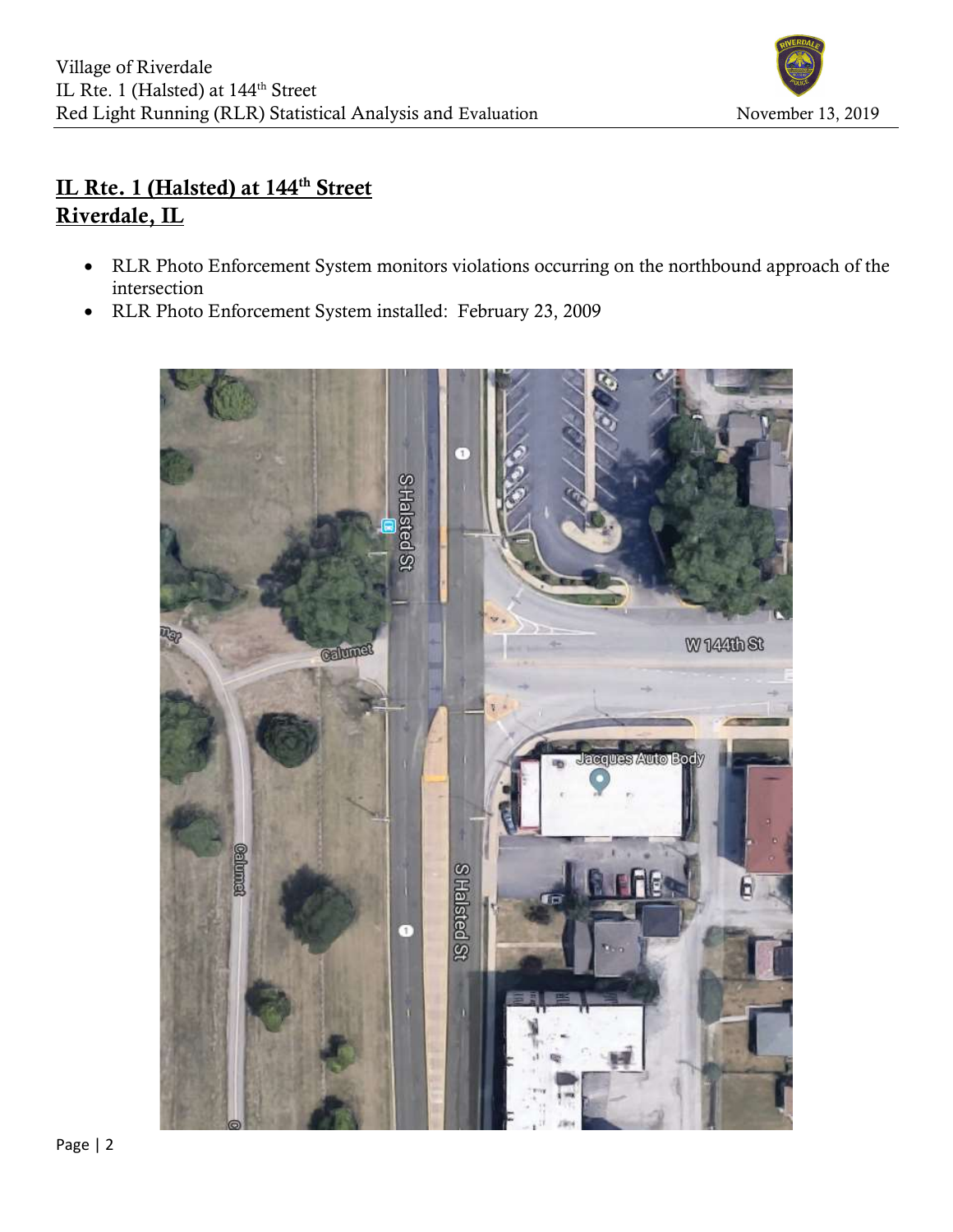## IL Rte. 1 (Halsted) at 144th Street
## Riverdale, IL

- RLR Photo Enforcement System monitors violations occurring on the northbound approach of the intersection
- RLR Photo Enforcement System installed: February 23, 2009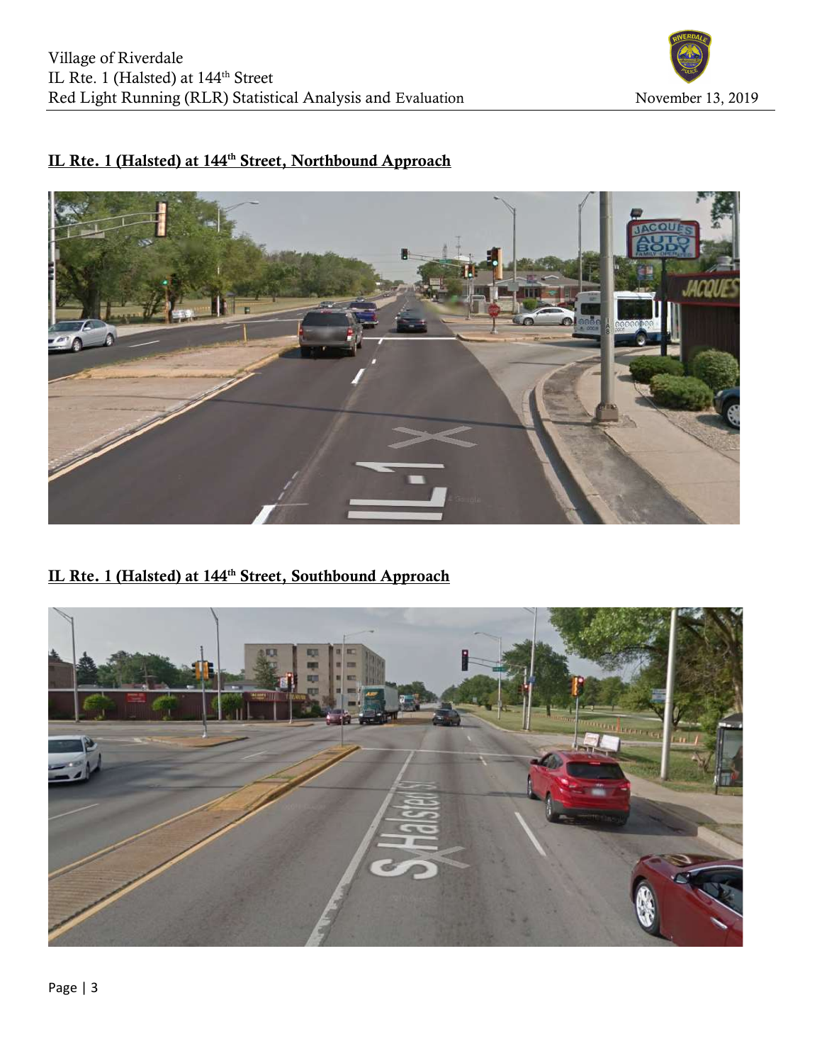## IL Rte. 1 (Halsted) at 144th Street, Northbound Approach

## IL Rte. 1 (Halsted) at 144th Street, Southbound Approach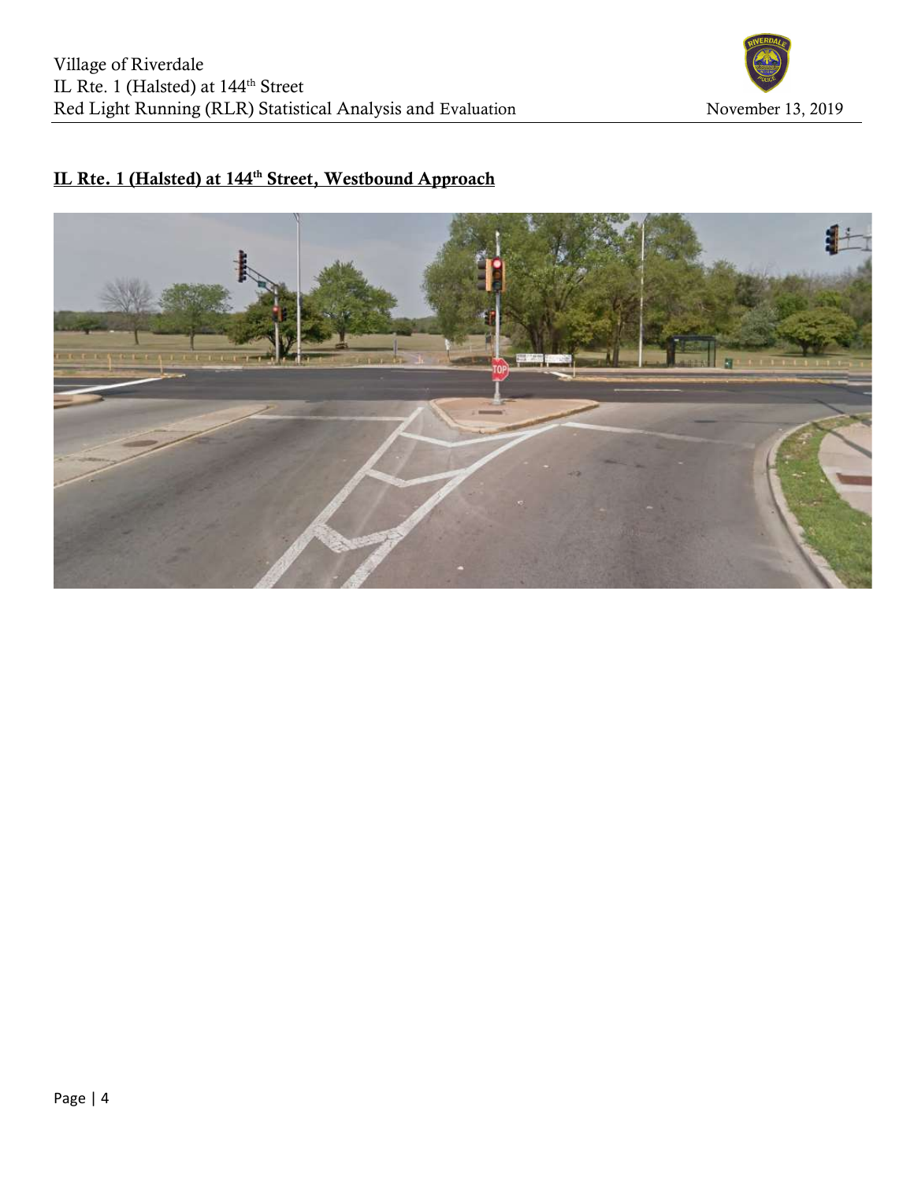## IL Rte. 1 (Halsted) at 144th Street, Westbound Approach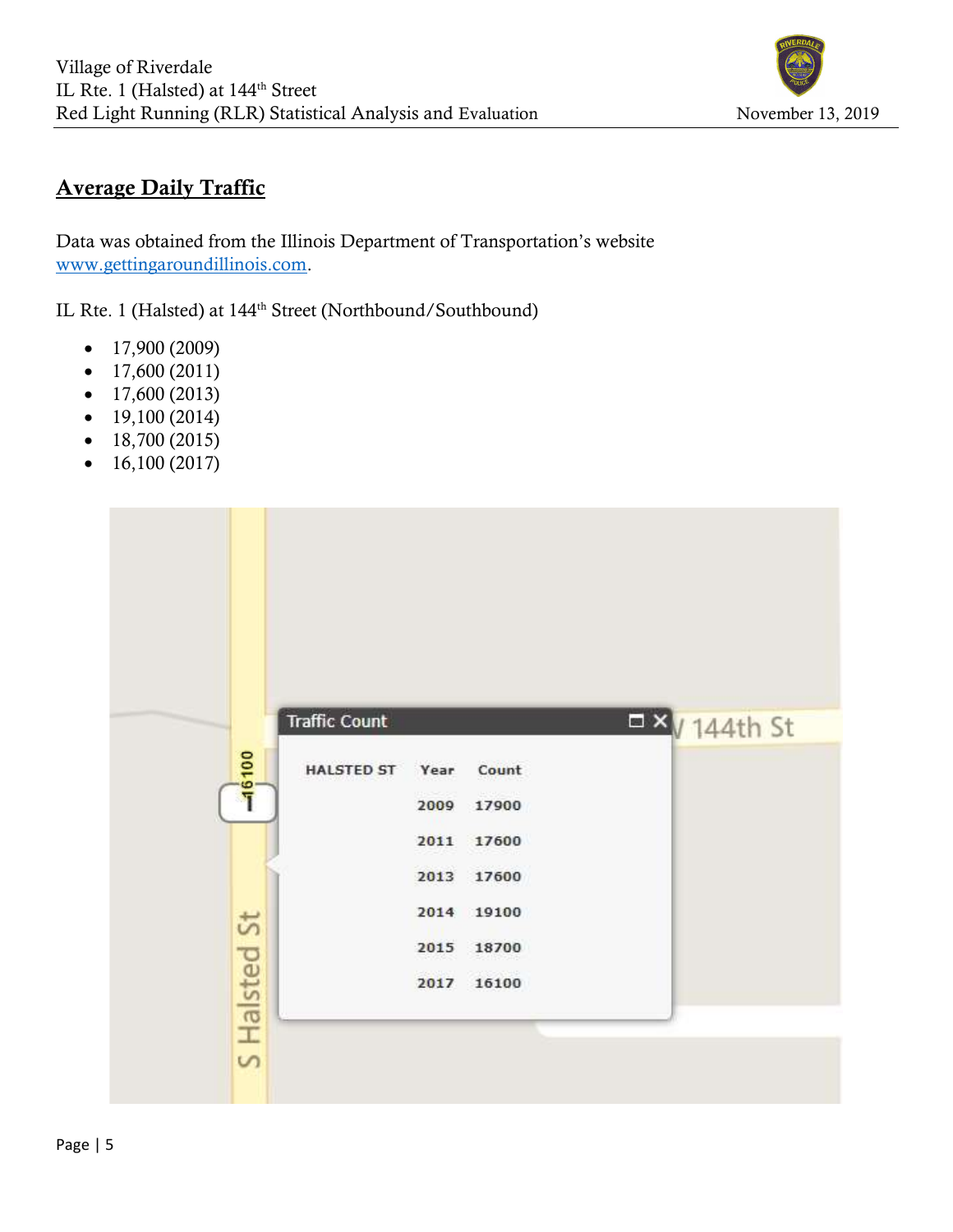## Average Daily Traffic

Data was obtained from the Illinois Department of Transportation's website www.gettingaroundillinois.com.

IL Rte. 1 (Halsted) at 144th Street (Northbound/Southbound)

- 17,900 (2009)
- 17,600 (2011)
- 17,600 (2013)
- 19,100 (2014)
- 18,700 (2015)
- 16,100 (2017)

Traffic Count

| HALSTED ST | Year | Count |
|---|---|---|
| | 2009 | 17900 |
| | 2011 | 17600 |
| | 2013 | 17600 |
| | 2014 | 19100 |
| | 2015 | 18700 |
| | 2017 | 16100 |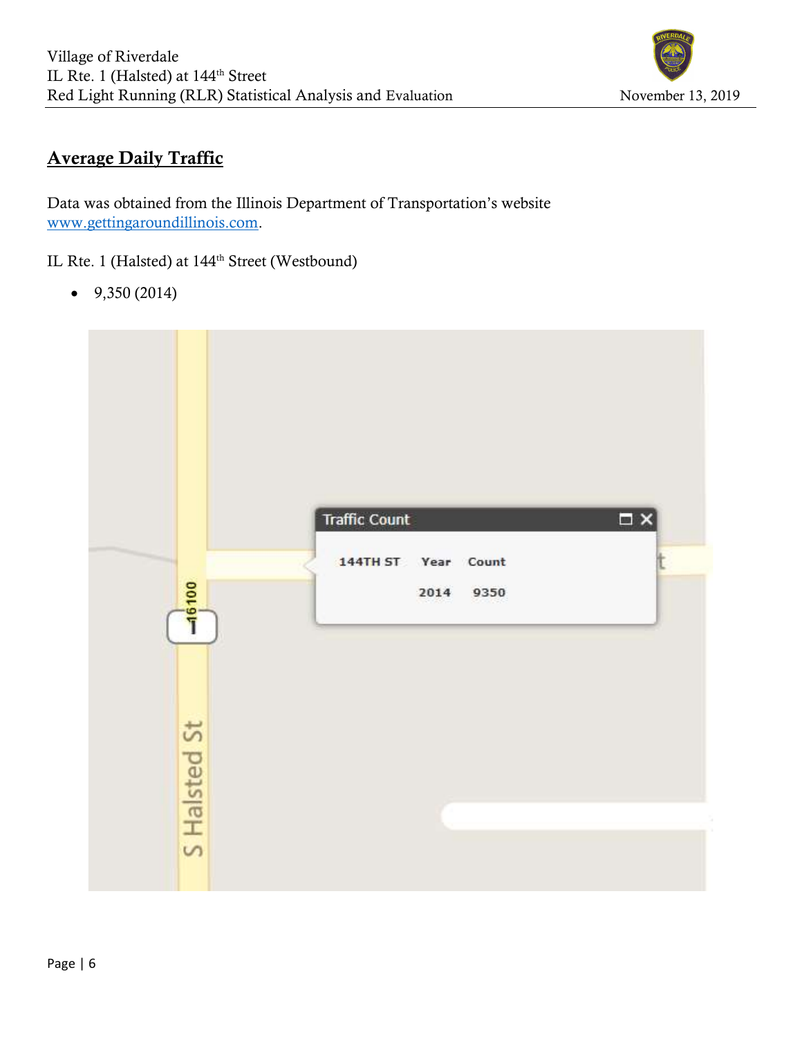## Average Daily Traffic

Data was obtained from the Illinois Department of Transportation's website www.gettingaroundillinois.com.

IL Rte. 1 (Halsted) at 144th Street (Westbound)

- 9,350 (2014)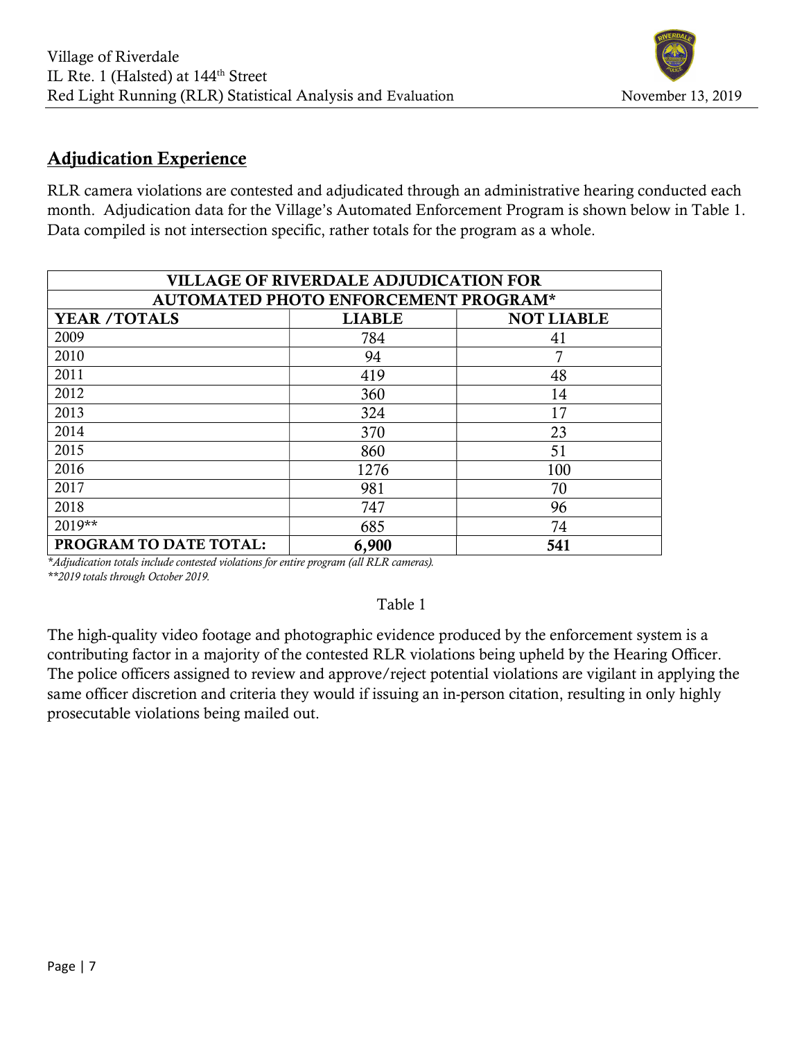## Adjudication Experience

RLR camera violations are contested and adjudicated through an administrative hearing conducted each month. Adjudication data for the Village's Automated Enforcement Program is shown below in Table 1. Data compiled is not intersection specific, rather totals for the program as a whole.

| VILLAGE OF RIVERDALE ADJUDICATION FOR AUTOMATED PHOTO ENFORCEMENT PROGRAM* | | |
|---|---|---|
| **YEAR /TOTALS** | **LIABLE** | **NOT LIABLE** |
| 2009 | 784 | 41 |
| 2010 | 94 | 7 |
| 2011 | 419 | 48 |
| 2012 | 360 | 14 |
| 2013 | 324 | 17 |
| 2014 | 370 | 23 |
| 2015 | 860 | 51 |
| 2016 | 1276 | 100 |
| 2017 | 981 | 70 |
| 2018 | 747 | 96 |
| 2019** | 685 | 74 |
| **PROGRAM TO DATE TOTAL:** | **6,900** | **541** |

*\*Adjudication totals include contested violations for entire program (all RLR cameras).*
*\*\*2019 totals through October 2019.*

Table 1

The high-quality video footage and photographic evidence produced by the enforcement system is a contributing factor in a majority of the contested RLR violations being upheld by the Hearing Officer. The police officers assigned to review and approve/reject potential violations are vigilant in applying the same officer discretion and criteria they would if issuing an in-person citation, resulting in only highly prosecutable violations being mailed out.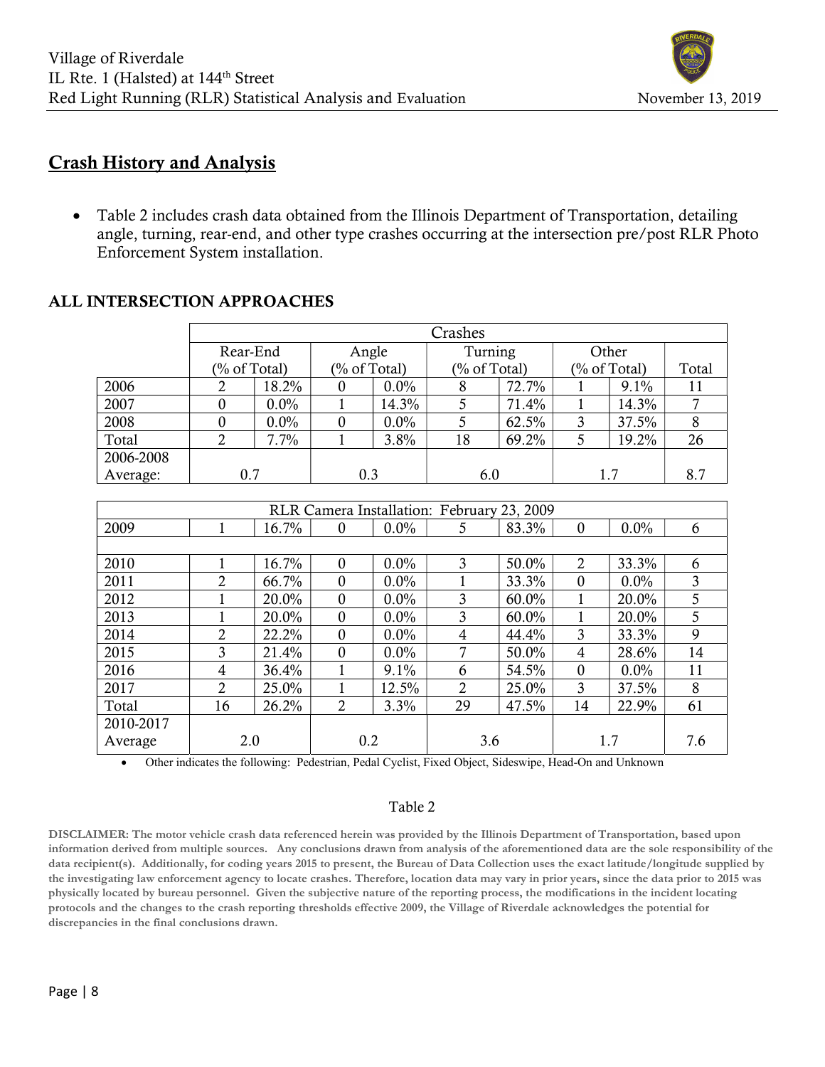## Crash History and Analysis

- Table 2 includes crash data obtained from the Illinois Department of Transportation, detailing angle, turning, rear-end, and other type crashes occurring at the intersection pre/post RLR Photo Enforcement System installation.

### ALL INTERSECTION APPROACHES

| | Crashes | | | | | | | | |
|---|---|---|---|---|---|---|---|---|---|
| | Rear-End (% of Total) | | Angle (% of Total) | | Turning (% of Total) | | Other (% of Total) | | Total |
| 2006 | 2 | 18.2% | 0 | 0.0% | 8 | 72.7% | 1 | 9.1% | 11 |
| 2007 | 0 | 0.0% | 1 | 14.3% | 5 | 71.4% | 1 | 14.3% | 7 |
| 2008 | 0 | 0.0% | 0 | 0.0% | 5 | 62.5% | 3 | 37.5% | 8 |
| Total | 2 | 7.7% | 1 | 3.8% | 18 | 69.2% | 5 | 19.2% | 26 |
| 2006-2008 Average: | 0.7 | | 0.3 | | 6.0 | | 1.7 | | 8.7 |

| RLR Camera Installation: February 23, 2009 | | | | | | | | | |
|---|---|---|---|---|---|---|---|---|---|
| 2009 | 1 | 16.7% | 0 | 0.0% | 5 | 83.3% | 0 | 0.0% | 6 |
| | | | | | | | | | |
| 2010 | 1 | 16.7% | 0 | 0.0% | 3 | 50.0% | 2 | 33.3% | 6 |
| 2011 | 2 | 66.7% | 0 | 0.0% | 1 | 33.3% | 0 | 0.0% | 3 |
| 2012 | 1 | 20.0% | 0 | 0.0% | 3 | 60.0% | 1 | 20.0% | 5 |
| 2013 | 1 | 20.0% | 0 | 0.0% | 3 | 60.0% | 1 | 20.0% | 5 |
| 2014 | 2 | 22.2% | 0 | 0.0% | 4 | 44.4% | 3 | 33.3% | 9 |
| 2015 | 3 | 21.4% | 0 | 0.0% | 7 | 50.0% | 4 | 28.6% | 14 |
| 2016 | 4 | 36.4% | 1 | 9.1% | 6 | 54.5% | 0 | 0.0% | 11 |
| 2017 | 2 | 25.0% | 1 | 12.5% | 2 | 25.0% | 3 | 37.5% | 8 |
| Total | 16 | 26.2% | 2 | 3.3% | 29 | 47.5% | 14 | 22.9% | 61 |
| 2010-2017 Average | 2.0 | | 0.2 | | 3.6 | | 1.7 | | 7.6 |

- Other indicates the following: Pedestrian, Pedal Cyclist, Fixed Object, Sideswipe, Head-On and Unknown

Table 2

**DISCLAIMER: The motor vehicle crash data referenced herein was provided by the Illinois Department of Transportation, based upon information derived from multiple sources. Any conclusions drawn from analysis of the aforementioned data are the sole responsibility of the data recipient(s). Additionally, for coding years 2015 to present, the Bureau of Data Collection uses the exact latitude/longitude supplied by the investigating law enforcement agency to locate crashes. Therefore, location data may vary in prior years, since the data prior to 2015 was physically located by bureau personnel. Given the subjective nature of the reporting process, the modifications in the incident locating protocols and the changes to the crash reporting thresholds effective 2009, the Village of Riverdale acknowledges the potential for discrepancies in the final conclusions drawn.**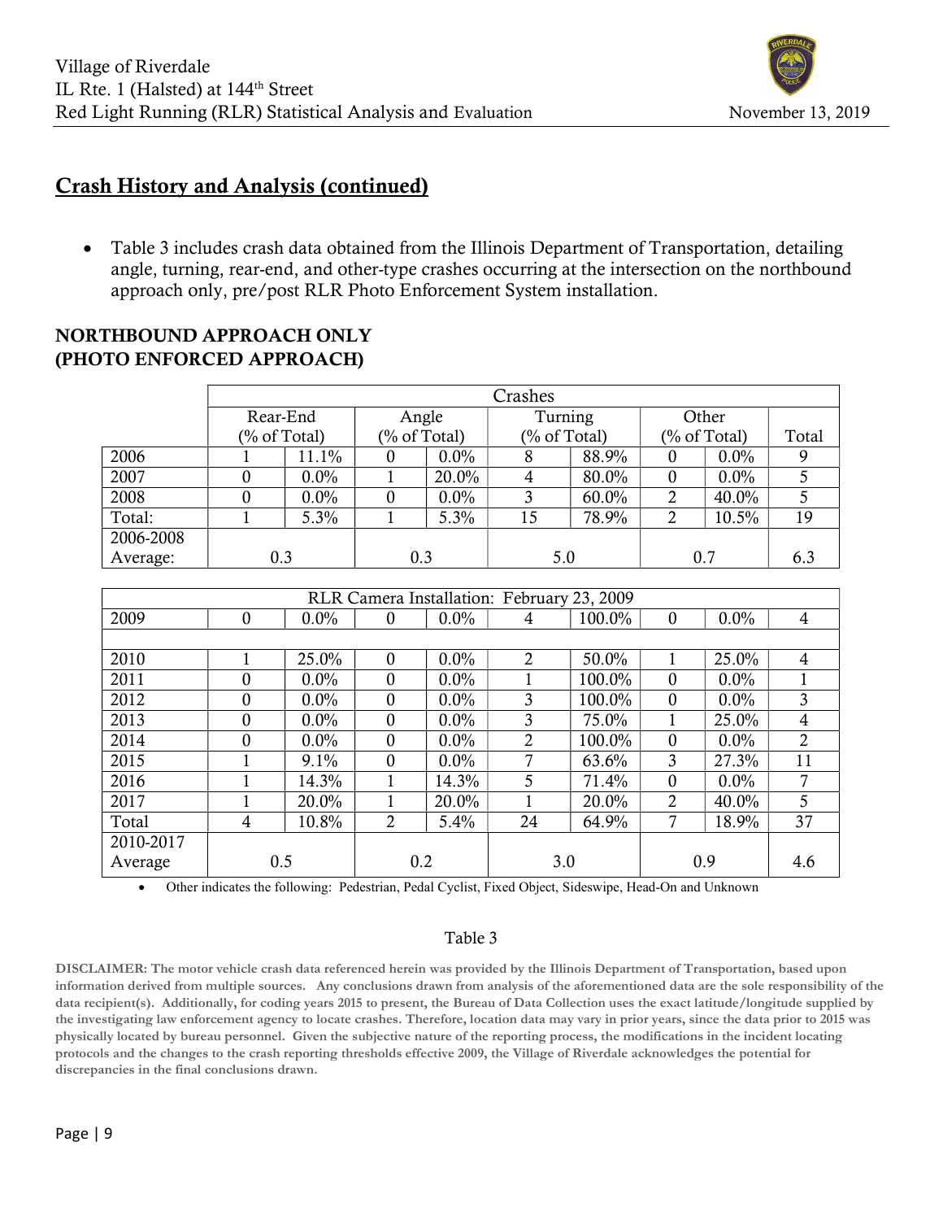## Crash History and Analysis (continued)

- Table 3 includes crash data obtained from the Illinois Department of Transportation, detailing angle, turning, rear-end, and other-type crashes occurring at the intersection on the northbound approach only, pre/post RLR Photo Enforcement System installation.

### NORTHBOUND APPROACH ONLY (PHOTO ENFORCED APPROACH)

| | Crashes | | | | | | | | |
|---|---|---|---|---|---|---|---|---|---|
| | Rear-End (% of Total) | | Angle (% of Total) | | Turning (% of Total) | | Other (% of Total) | | Total |
| 2006 | 1 | 11.1% | 0 | 0.0% | 8 | 88.9% | 0 | 0.0% | 9 |
| 2007 | 0 | 0.0% | 1 | 20.0% | 4 | 80.0% | 0 | 0.0% | 5 |
| 2008 | 0 | 0.0% | 0 | 0.0% | 3 | 60.0% | 2 | 40.0% | 5 |
| Total: | 1 | 5.3% | 1 | 5.3% | 15 | 78.9% | 2 | 10.5% | 19 |
| 2006-2008 Average: | 0.3 | | 0.3 | | 5.0 | | 0.7 | | 6.3 |

| RLR Camera Installation: February 23, 2009 | | | | | | | | | |
|---|---|---|---|---|---|---|---|---|---|
| 2009 | 0 | 0.0% | 0 | 0.0% | 4 | 100.0% | 0 | 0.0% | 4 |
| | | | | | | | | | |
| 2010 | 1 | 25.0% | 0 | 0.0% | 2 | 50.0% | 1 | 25.0% | 4 |
| 2011 | 0 | 0.0% | 0 | 0.0% | 1 | 100.0% | 0 | 0.0% | 1 |
| 2012 | 0 | 0.0% | 0 | 0.0% | 3 | 100.0% | 0 | 0.0% | 3 |
| 2013 | 0 | 0.0% | 0 | 0.0% | 3 | 75.0% | 1 | 25.0% | 4 |
| 2014 | 0 | 0.0% | 0 | 0.0% | 2 | 100.0% | 0 | 0.0% | 2 |
| 2015 | 1 | 9.1% | 0 | 0.0% | 7 | 63.6% | 3 | 27.3% | 11 |
| 2016 | 1 | 14.3% | 1 | 14.3% | 5 | 71.4% | 0 | 0.0% | 7 |
| 2017 | 1 | 20.0% | 1 | 20.0% | 1 | 20.0% | 2 | 40.0% | 5 |
| Total | 4 | 10.8% | 2 | 5.4% | 24 | 64.9% | 7 | 18.9% | 37 |
| 2010-2017 Average | 0.5 | | 0.2 | | 3.0 | | 0.9 | | 4.6 |

- Other indicates the following: Pedestrian, Pedal Cyclist, Fixed Object, Sideswipe, Head-On and Unknown

Table 3

**DISCLAIMER: The motor vehicle crash data referenced herein was provided by the Illinois Department of Transportation, based upon information derived from multiple sources. Any conclusions drawn from analysis of the aforementioned data are the sole responsibility of the data recipient(s). Additionally, for coding years 2015 to present, the Bureau of Data Collection uses the exact latitude/longitude supplied by the investigating law enforcement agency to locate crashes. Therefore, location data may vary in prior years, since the data prior to 2015 was physically located by bureau personnel. Given the subjective nature of the reporting process, the modifications in the incident locating protocols and the changes to the crash reporting thresholds effective 2009, the Village of Riverdale acknowledges the potential for discrepancies in the final conclusions drawn.**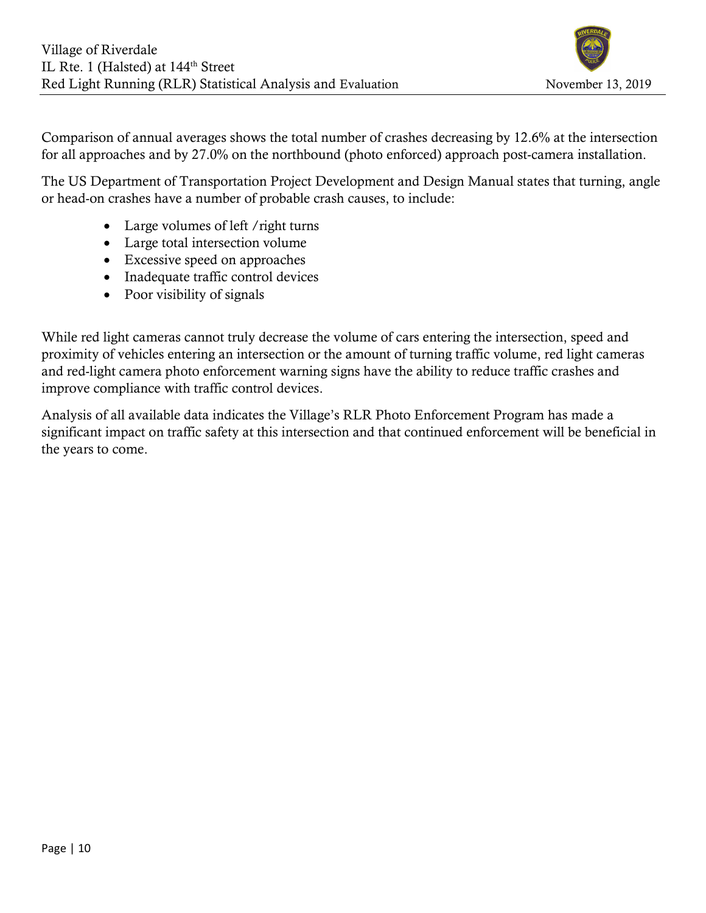Comparison of annual averages shows the total number of crashes decreasing by 12.6% at the intersection for all approaches and by 27.0% on the northbound (photo enforced) approach post-camera installation.

The US Department of Transportation Project Development and Design Manual states that turning, angle or head-on crashes have a number of probable crash causes, to include:

- Large volumes of left /right turns
- Large total intersection volume
- Excessive speed on approaches
- Inadequate traffic control devices
- Poor visibility of signals

While red light cameras cannot truly decrease the volume of cars entering the intersection, speed and proximity of vehicles entering an intersection or the amount of turning traffic volume, red light cameras and red-light camera photo enforcement warning signs have the ability to reduce traffic crashes and improve compliance with traffic control devices.

Analysis of all available data indicates the Village's RLR Photo Enforcement Program has made a significant impact on traffic safety at this intersection and that continued enforcement will be beneficial in the years to come.